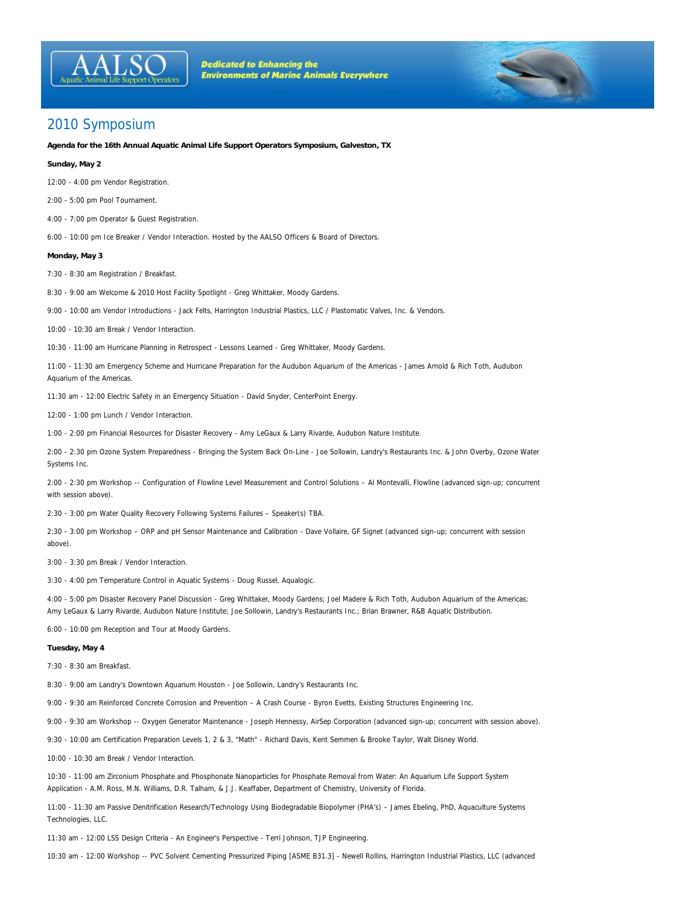AALSO Aquatic Animal Life Support Operators

Dedicated to Enhancing the Environments of Marine Animals Everywhere

# 2010 Symposium

**Agenda for the 16th Annual Aquatic Animal Life Support Operators Symposium, Galveston, TX**

**Sunday, May 2**

12:00 - 4:00 pm Vendor Registration.

2:00 - 5:00 pm Pool Tournament.

4:00 - 7:00 pm Operator & Guest Registration.

6:00 - 10:00 pm Ice Breaker / Vendor Interaction. Hosted by the AALSO Officers & Board of Directors.

**Monday, May 3**

7:30 - 8:30 am Registration / Breakfast.

8:30 - 9:00 am Welcome & 2010 Host Facility Spotlight - Greg Whittaker, Moody Gardens.

9:00 - 10:00 am Vendor Introductions - Jack Felts, Harrington Industrial Plastics, LLC / Plastomatic Valves, Inc. & Vendors.

10:00 - 10:30 am Break / Vendor Interaction.

10:30 - 11:00 am Hurricane Planning in Retrospect - Lessons Learned - Greg Whittaker, Moody Gardens.

11:00 - 11:30 am Emergency Scheme and Hurricane Preparation for the Audubon Aquarium of the Americas - James Arnold & Rich Toth, Audubon Aquarium of the Americas.

11:30 am - 12:00 Electric Safety in an Emergency Situation - David Snyder, CenterPoint Energy.

12:00 - 1:00 pm Lunch / Vendor Interaction.

1:00 - 2:00 pm Financial Resources for Disaster Recovery - Amy LeGaux & Larry Rivarde, Audubon Nature Institute.

2:00 - 2:30 pm Ozone System Preparedness - Bringing the System Back On-Line - Joe Sollowin, Landry's Restaurants Inc. & John Overby, Ozone Water Systems Inc.

2:00 - 2:30 pm Workshop -- Configuration of Flowline Level Measurement and Control Solutions – Al Montevalli, Flowline (advanced sign-up; concurrent with session above).

2:30 - 3:00 pm Water Quality Recovery Following Systems Failures – Speaker(s) TBA.

2:30 - 3:00 pm Workshop – ORP and pH Sensor Maintenance and Calibration - Dave Vollaire, GF Signet (advanced sign-up; concurrent with session above).

3:00 - 3:30 pm Break / Vendor Interaction.

3:30 - 4:00 pm Temperature Control in Aquatic Systems - Doug Russel, Aqualogic.

4:00 - 5:00 pm Disaster Recovery Panel Discussion - Greg Whittaker, Moody Gardens; Joel Madere & Rich Toth, Audubon Aquarium of the Americas; Amy LeGaux & Larry Rivarde, Audubon Nature Institute; Joe Sollowin, Landry's Restaurants Inc.; Brian Brawner, R&B Aquatic Distribution.

6:00 - 10:00 pm Reception and Tour at Moody Gardens.

**Tuesday, May 4**

7:30 - 8:30 am Breakfast.

8:30 - 9:00 am Landry's Downtown Aquarium Houston - Joe Sollowin, Landry's Restaurants Inc.

9:00 - 9:30 am Reinforced Concrete Corrosion and Prevention – A Crash Course - Byron Evetts, Existing Structures Engineering Inc.

9:00 - 9:30 am Workshop -- Oxygen Generator Maintenance - Joseph Hennessy, AirSep Corporation (advanced sign-up; concurrent with session above).

9:30 - 10:00 am Certification Preparation Levels 1, 2 & 3, "Math" - Richard Davis, Kent Semmen & Brooke Taylor, Walt Disney World.

10:00 - 10:30 am Break / Vendor Interaction.

10:30 - 11:00 am Zirconium Phosphate and Phosphonate Nanoparticles for Phosphate Removal from Water: An Aquarium Life Support System Application - A.M. Ross, M.N. Williams, D.R. Talham, & J.J. Keaffaber, Department of Chemistry, University of Florida.

11:00 - 11:30 am Passive Denitrification Research/Technology Using Biodegradable Biopolymer (PHA's) – James Ebeling, PhD, Aquaculture Systems Technologies, LLC.

11:30 am - 12:00 LSS Design Criteria - An Engineer's Perspective - Terri Johnson, TJP Engineering.

10:30 am - 12:00 Workshop -- PVC Solvent Cementing Pressurized Piping [ASME B31.3] - Newell Rollins, Harrington Industrial Plastics, LLC (advanced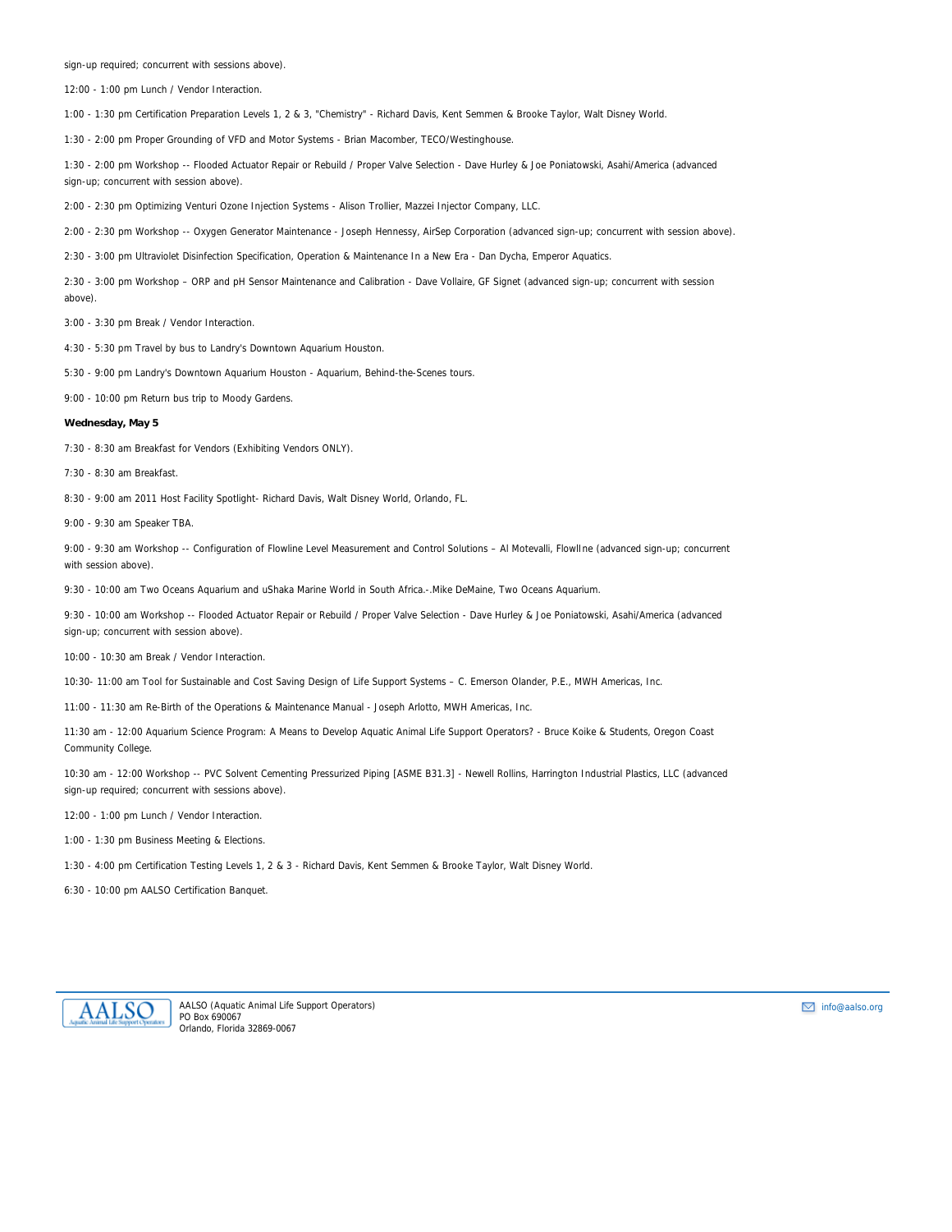sign-up required; concurrent with sessions above).

12:00 - 1:00 pm Lunch / Vendor Interaction.

1:00 - 1:30 pm Certification Preparation Levels 1, 2 & 3, "Chemistry" - Richard Davis, Kent Semmen & Brooke Taylor, Walt Disney World.

1:30 - 2:00 pm Proper Grounding of VFD and Motor Systems - Brian Macomber, TECO/Westinghouse.

1:30 - 2:00 pm Workshop -- Flooded Actuator Repair or Rebuild / Proper Valve Selection - Dave Hurley & Joe Poniatowski, Asahi/America (advanced sign-up; concurrent with session above).

2:00 - 2:30 pm Optimizing Venturi Ozone Injection Systems - Alison Trollier, Mazzei Injector Company, LLC.

2:00 - 2:30 pm Workshop -- Oxygen Generator Maintenance - Joseph Hennessy, AirSep Corporation (advanced sign-up; concurrent with session above).

2:30 - 3:00 pm Ultraviolet Disinfection Specification, Operation & Maintenance In a New Era - Dan Dycha, Emperor Aquatics.

2:30 - 3:00 pm Workshop – ORP and pH Sensor Maintenance and Calibration - Dave Vollaire, GF Signet (advanced sign-up; concurrent with session above).

3:00 - 3:30 pm Break / Vendor Interaction.

4:30 - 5:30 pm Travel by bus to Landry's Downtown Aquarium Houston.

5:30 - 9:00 pm Landry's Downtown Aquarium Houston - Aquarium, Behind-the-Scenes tours.

9:00 - 10:00 pm Return bus trip to Moody Gardens.

**Wednesday, May 5**

7:30 - 8:30 am Breakfast for Vendors (Exhibiting Vendors ONLY).

7:30 - 8:30 am Breakfast.

8:30 - 9:00 am 2011 Host Facility Spotlight- Richard Davis, Walt Disney World, Orlando, FL.

9:00 - 9:30 am Speaker TBA.

9:00 - 9:30 am Workshop -- Configuration of Flowline Level Measurement and Control Solutions – Al Motevalli, FlowlIne (advanced sign-up; concurrent with session above).

9:30 - 10:00 am Two Oceans Aquarium and uShaka Marine World in South Africa.-.Mike DeMaine, Two Oceans Aquarium.

9:30 - 10:00 am Workshop -- Flooded Actuator Repair or Rebuild / Proper Valve Selection - Dave Hurley & Joe Poniatowski, Asahi/America (advanced sign-up; concurrent with session above).

10:00 - 10:30 am Break / Vendor Interaction.

10:30- 11:00 am Tool for Sustainable and Cost Saving Design of Life Support Systems – C. Emerson Olander, P.E., MWH Americas, Inc.

11:00 - 11:30 am Re-Birth of the Operations & Maintenance Manual - Joseph Arlotto, MWH Americas, Inc.

11:30 am - 12:00 Aquarium Science Program: A Means to Develop Aquatic Animal Life Support Operators? - Bruce Koike & Students, Oregon Coast Community College.

10:30 am - 12:00 Workshop -- PVC Solvent Cementing Pressurized Piping [ASME B31.3] - Newell Rollins, Harrington Industrial Plastics, LLC (advanced sign-up required; concurrent with sessions above).

12:00 - 1:00 pm Lunch / Vendor Interaction.

1:00 - 1:30 pm Business Meeting & Elections.

1:30 - 4:00 pm Certification Testing Levels 1, 2 & 3 - Richard Davis, Kent Semmen & Brooke Taylor, Walt Disney World.

6:30 - 10:00 pm AALSO Certification Banquet.

AALSO (Aquatic Animal Life Support Operators)
PO Box 690067
Orlando, Florida 32869-0067

info@aalso.org